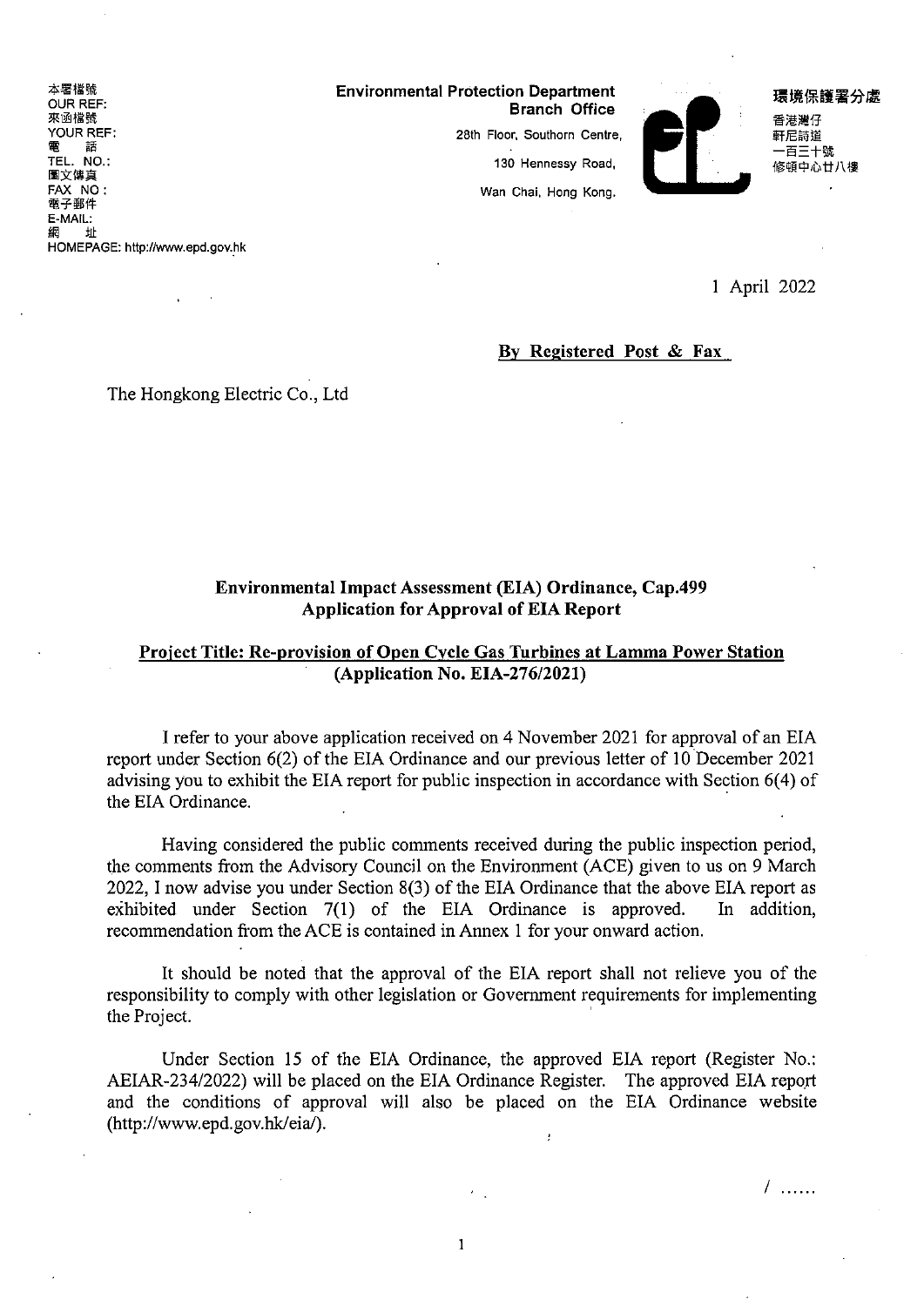本署檔號
OUR REF:
來函檔號
YOUR REF:
電 話
TEL. NO.:
圖文傳真
FAX NO:
電子郵件
E-MAIL:
網 址
HOMEPAGE: http://www.epd.gov.hk

**Environmental Protection Department**
**Branch Office**
28th Floor, Southorn Centre,
130 Hennessy Road,
Wan Chai, Hong Kong.

**環境保護署分處**
香港灣仔
軒尼詩道
一百三十號
修頓中心廿八樓

1 April 2022

**By Registered Post & Fax**

The Hongkong Electric Co., Ltd

**Environmental Impact Assessment (EIA) Ordinance, Cap.499**
**Application for Approval of EIA Report**

**Project Title: Re-provision of Open Cycle Gas Turbines at Lamma Power Station**
**(Application No. EIA-276/2021)**

I refer to your above application received on 4 November 2021 for approval of an EIA report under Section 6(2) of the EIA Ordinance and our previous letter of 10 December 2021 advising you to exhibit the EIA report for public inspection in accordance with Section 6(4) of the EIA Ordinance.

Having considered the public comments received during the public inspection period, the comments from the Advisory Council on the Environment (ACE) given to us on 9 March 2022, I now advise you under Section 8(3) of the EIA Ordinance that the above EIA report as exhibited under Section 7(1) of the EIA Ordinance is approved. In addition, recommendation from the ACE is contained in Annex 1 for your onward action.

It should be noted that the approval of the EIA report shall not relieve you of the responsibility to comply with other legislation or Government requirements for implementing the Project.

Under Section 15 of the EIA Ordinance, the approved EIA report (Register No.: AEIAR-234/2022) will be placed on the EIA Ordinance Register. The approved EIA report and the conditions of approval will also be placed on the EIA Ordinance website (http://www.epd.gov.hk/eia/).

/ ......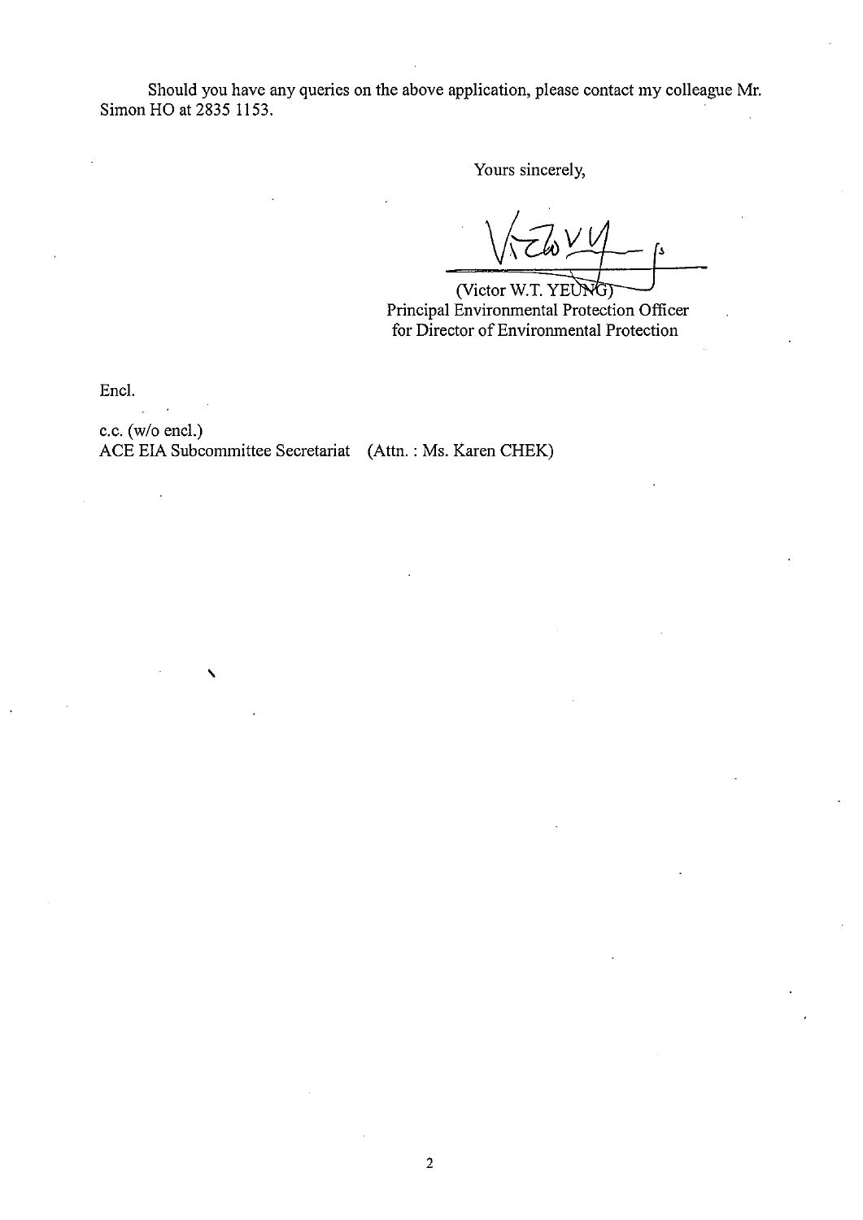Should you have any queries on the above application, please contact my colleague Mr. Simon HO at 2835 1153.

Yours sincerely,

(Victor W.T. YEUNG)
Principal Environmental Protection Officer
for Director of Environmental Protection

Encl.

c.c. (w/o encl.)
ACE EIA Subcommittee Secretariat (Attn. : Ms. Karen CHEK)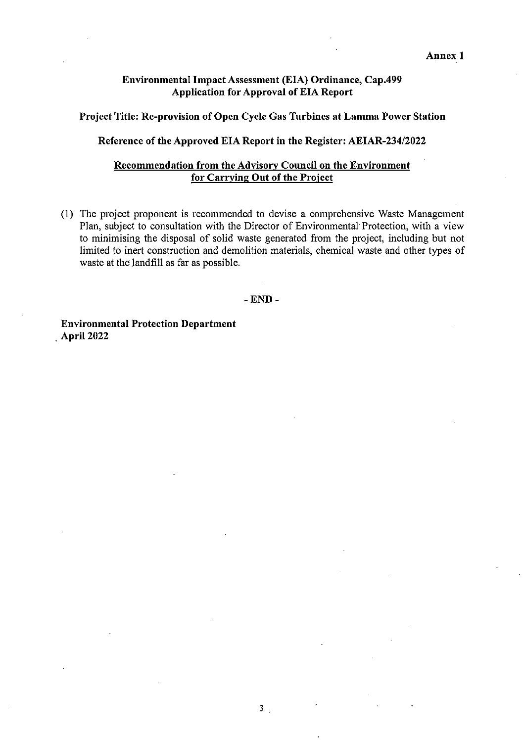**Annex 1**

## Environmental Impact Assessment (EIA) Ordinance, Cap.499
## Application for Approval of EIA Report

**Project Title: Re-provision of Open Cycle Gas Turbines at Lamma Power Station**

**Reference of the Approved EIA Report in the Register: AEIAR-234/2022**

### Recommendation from the Advisory Council on the Environment for Carrying Out of the Project

(1) The project proponent is recommended to devise a comprehensive Waste Management Plan, subject to consultation with the Director of Environmental Protection, with a view to minimising the disposal of solid waste generated from the project, including but not limited to inert construction and demolition materials, chemical waste and other types of waste at the landfill as far as possible.

**- END -**

**Environmental Protection Department**
**April 2022**